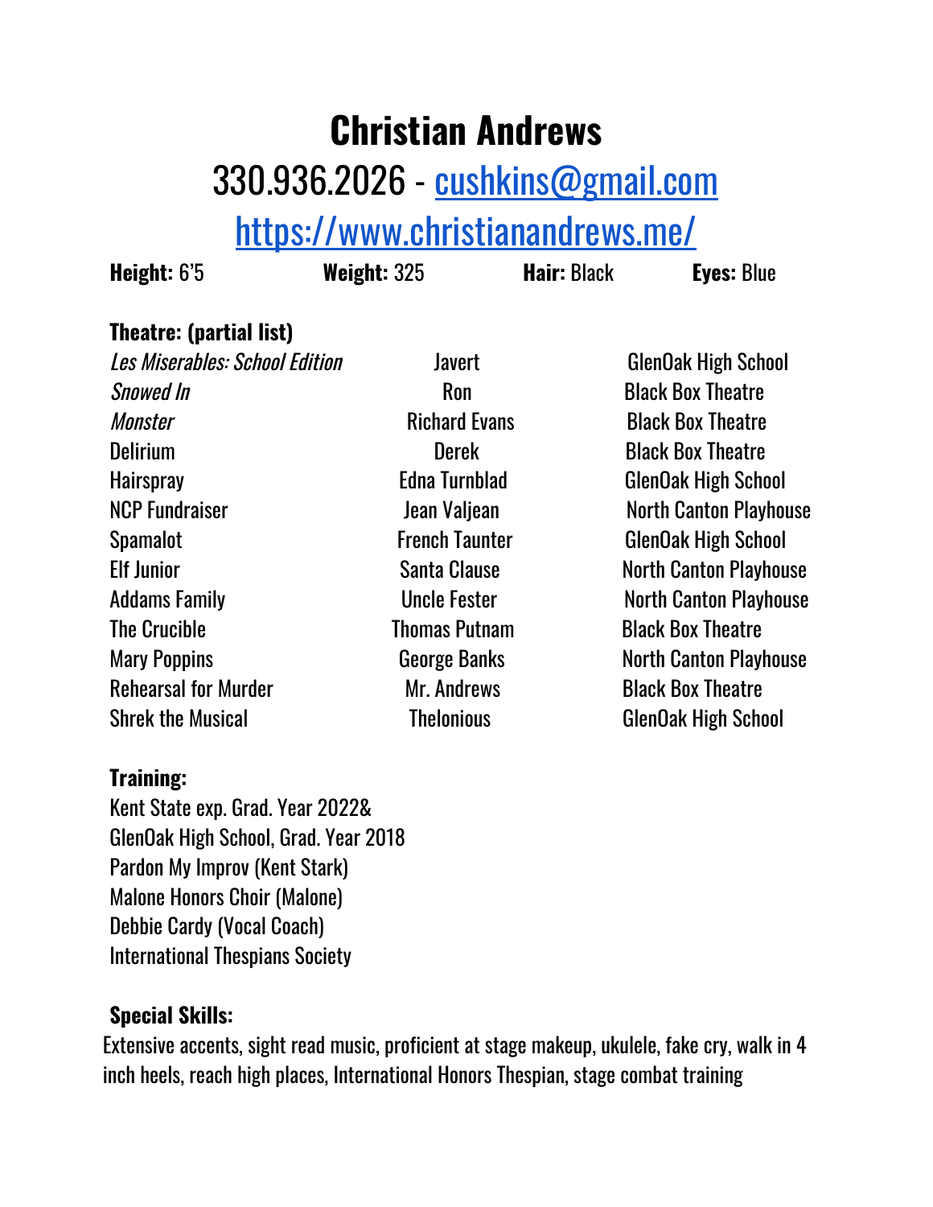# Christian Andrews

## 330.936.2026 - [cushkins@gmail.com](mailto:cushkins@gmail.com)

## [https://www.christianandrews.me/](https://www.christianandrews.me/)

**Height:** 6'5 **Weight:** 325 **Hair:** Black **Eyes:** Blue

**Theatre: (partial list)**

| | | |
|---|---|---|
| *Les Miserables: School Edition* | Javert | GlenOak High School |
| *Snowed In* | Ron | Black Box Theatre |
| *Monster* | Richard Evans | Black Box Theatre |
| Delirium | Derek | Black Box Theatre |
| Hairspray | Edna Turnblad | GlenOak High School |
| NCP Fundraiser | Jean Valjean | North Canton Playhouse |
| Spamalot | French Taunter | GlenOak High School |
| Elf Junior | Santa Clause | North Canton Playhouse |
| Addams Family | Uncle Fester | North Canton Playhouse |
| The Crucible | Thomas Putnam | Black Box Theatre |
| Mary Poppins | George Banks | North Canton Playhouse |
| Rehearsal for Murder | Mr. Andrews | Black Box Theatre |
| Shrek the Musical | Thelonious | GlenOak High School |

**Training:**

Kent State exp. Grad. Year 2022&
GlenOak High School, Grad. Year 2018
Pardon My Improv (Kent Stark)
Malone Honors Choir (Malone)
Debbie Cardy (Vocal Coach)
International Thespians Society

**Special Skills:**

Extensive accents, sight read music, proficient at stage makeup, ukulele, fake cry, walk in 4 inch heels, reach high places, International Honors Thespian, stage combat training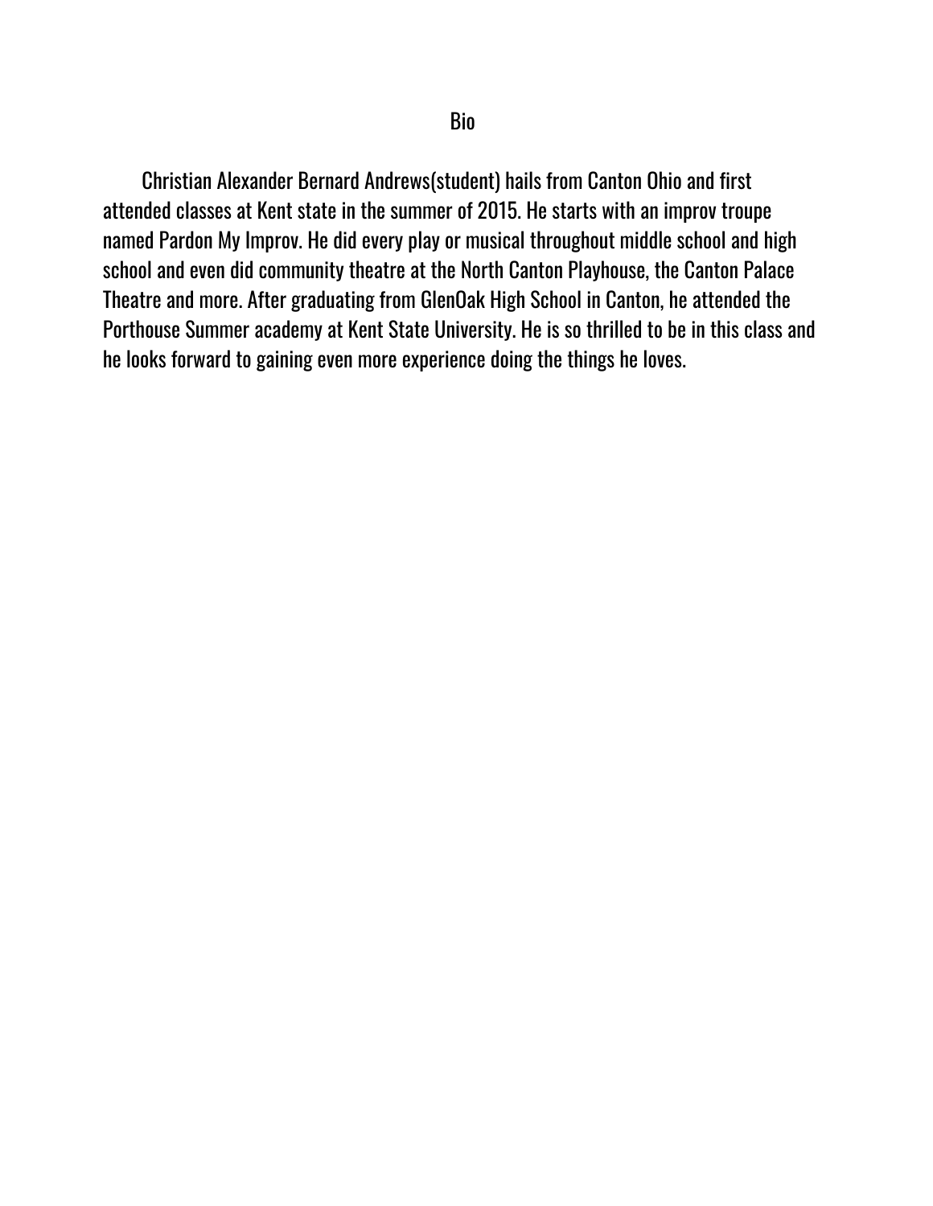# Bio

Christian Alexander Bernard Andrews(student) hails from Canton Ohio and first attended classes at Kent state in the summer of 2015. He starts with an improv troupe named Pardon My Improv. He did every play or musical throughout middle school and high school and even did community theatre at the North Canton Playhouse, the Canton Palace Theatre and more. After graduating from GlenOak High School in Canton, he attended the Porthouse Summer academy at Kent State University. He is so thrilled to be in this class and he looks forward to gaining even more experience doing the things he loves.